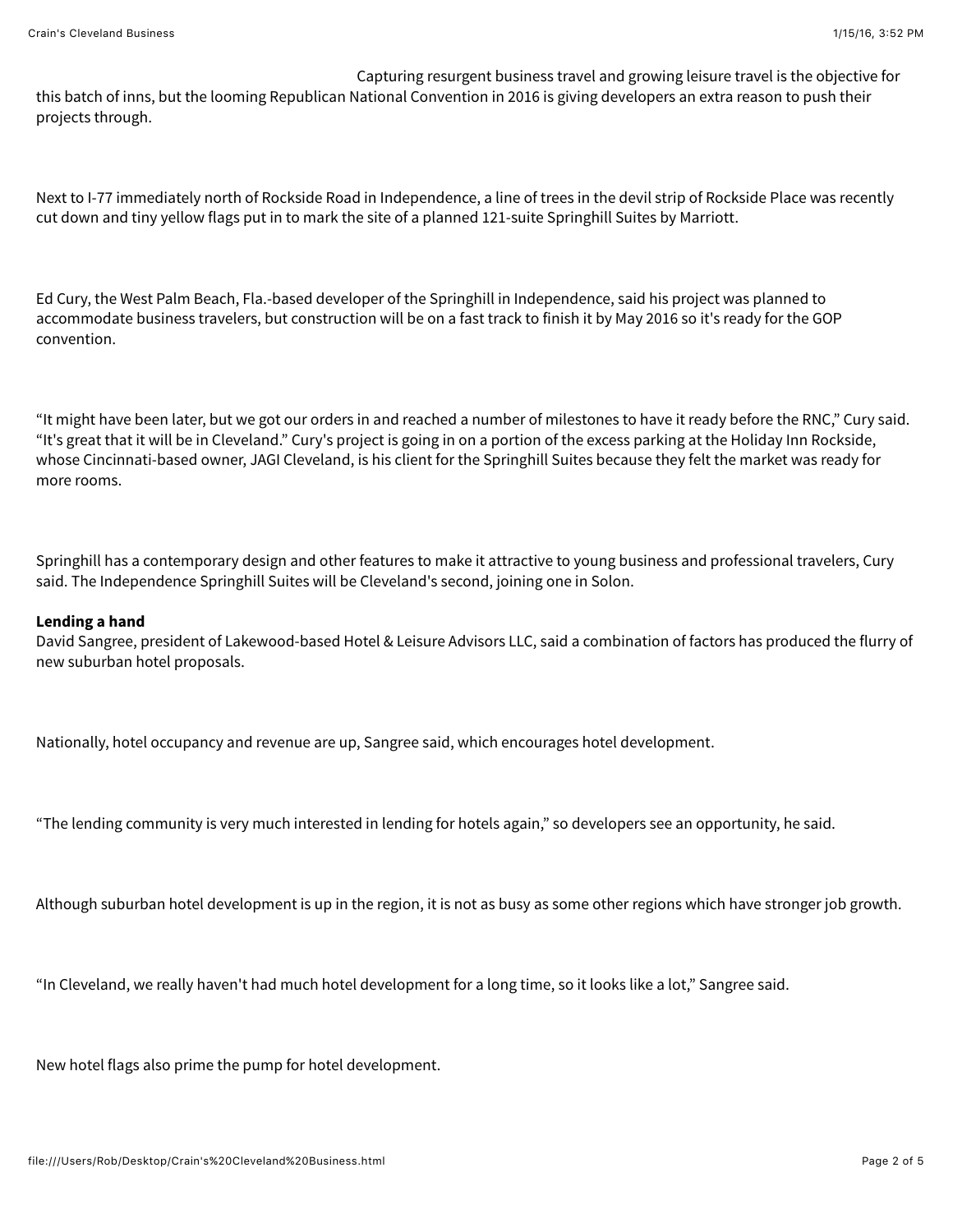Capturing resurgent business travel and growing leisure travel is the objective for this batch of inns, but the looming Republican National Convention in 2016 is giving developers an extra reason to push their projects through.

Next to I-77 immediately north of Rockside Road in Independence, a line of trees in the devil strip of Rockside Place was recently cut down and tiny yellow flags put in to mark the site of a planned 121-suite Springhill Suites by Marriott.

Ed Cury, the West Palm Beach, Fla.-based developer of the Springhill in Independence, said his project was planned to accommodate business travelers, but construction will be on a fast track to finish it by May 2016 so it's ready for the GOP convention.

"It might have been later, but we got our orders in and reached a number of milestones to have it ready before the RNC," Cury said. "It's great that it will be in Cleveland." Cury's project is going in on a portion of the excess parking at the Holiday Inn Rockside, whose Cincinnati-based owner, JAGI Cleveland, is his client for the Springhill Suites because they felt the market was ready for more rooms.

Springhill has a contemporary design and other features to make it attractive to young business and professional travelers, Cury said. The Independence Springhill Suites will be Cleveland's second, joining one in Solon.

**Lending a hand**

David Sangree, president of Lakewood-based Hotel & Leisure Advisors LLC, said a combination of factors has produced the flurry of new suburban hotel proposals.

Nationally, hotel occupancy and revenue are up, Sangree said, which encourages hotel development.

"The lending community is very much interested in lending for hotels again," so developers see an opportunity, he said.

Although suburban hotel development is up in the region, it is not as busy as some other regions which have stronger job growth.

"In Cleveland, we really haven't had much hotel development for a long time, so it looks like a lot," Sangree said.

New hotel flags also prime the pump for hotel development.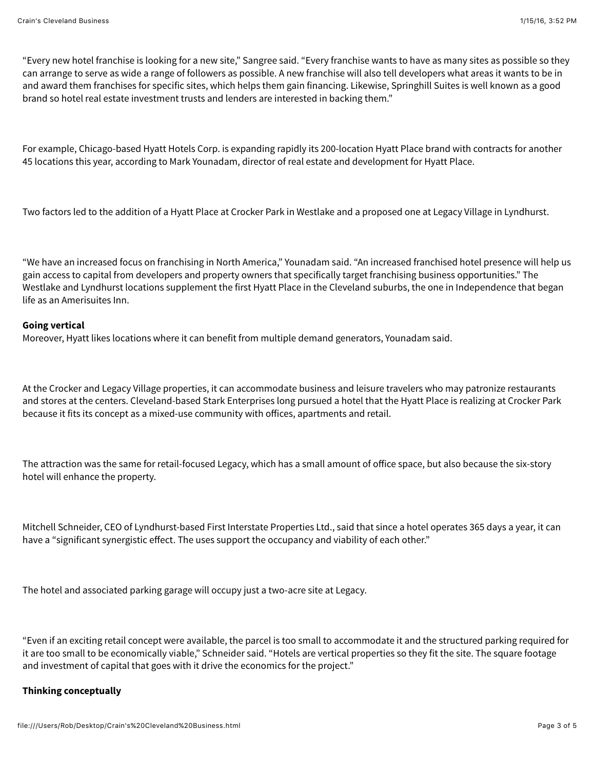"Every new hotel franchise is looking for a new site," Sangree said. "Every franchise wants to have as many sites as possible so they can arrange to serve as wide a range of followers as possible. A new franchise will also tell developers what areas it wants to be in and award them franchises for specific sites, which helps them gain financing. Likewise, Springhill Suites is well known as a good brand so hotel real estate investment trusts and lenders are interested in backing them."

For example, Chicago-based Hyatt Hotels Corp. is expanding rapidly its 200-location Hyatt Place brand with contracts for another 45 locations this year, according to Mark Younadam, director of real estate and development for Hyatt Place.

Two factors led to the addition of a Hyatt Place at Crocker Park in Westlake and a proposed one at Legacy Village in Lyndhurst.

"We have an increased focus on franchising in North America," Younadam said. "An increased franchised hotel presence will help us gain access to capital from developers and property owners that specifically target franchising business opportunities." The Westlake and Lyndhurst locations supplement the first Hyatt Place in the Cleveland suburbs, the one in Independence that began life as an Amerisuites Inn.

**Going vertical**

Moreover, Hyatt likes locations where it can benefit from multiple demand generators, Younadam said.

At the Crocker and Legacy Village properties, it can accommodate business and leisure travelers who may patronize restaurants and stores at the centers. Cleveland-based Stark Enterprises long pursued a hotel that the Hyatt Place is realizing at Crocker Park because it fits its concept as a mixed-use community with offices, apartments and retail.

The attraction was the same for retail-focused Legacy, which has a small amount of office space, but also because the six-story hotel will enhance the property.

Mitchell Schneider, CEO of Lyndhurst-based First Interstate Properties Ltd., said that since a hotel operates 365 days a year, it can have a "significant synergistic effect. The uses support the occupancy and viability of each other."

The hotel and associated parking garage will occupy just a two-acre site at Legacy.

"Even if an exciting retail concept were available, the parcel is too small to accommodate it and the structured parking required for it are too small to be economically viable," Schneider said. "Hotels are vertical properties so they fit the site. The square footage and investment of capital that goes with it drive the economics for the project."

**Thinking conceptually**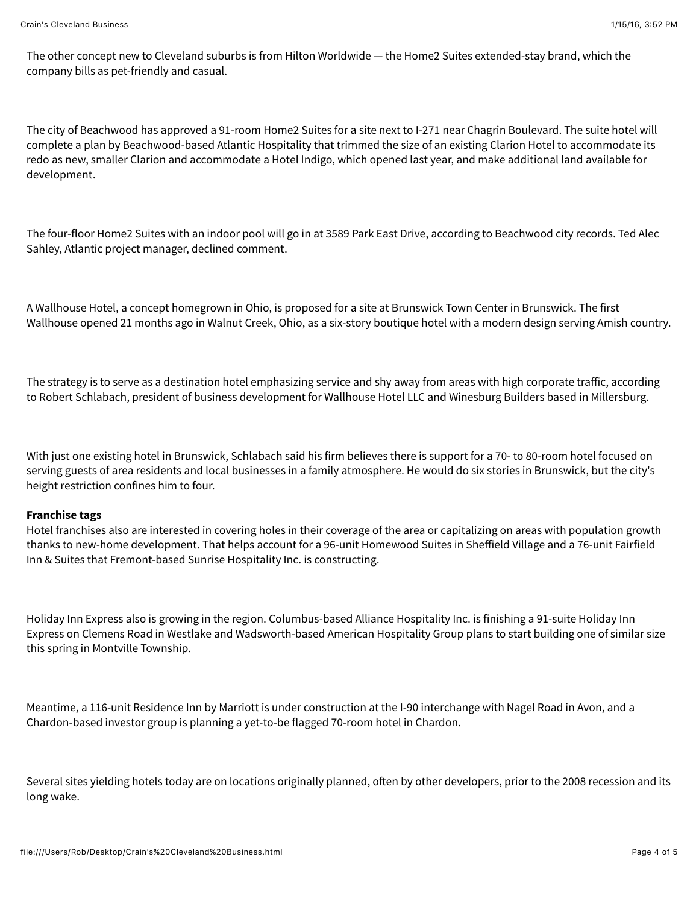The other concept new to Cleveland suburbs is from Hilton Worldwide — the Home2 Suites extended-stay brand, which the company bills as pet-friendly and casual.

The city of Beachwood has approved a 91-room Home2 Suites for a site next to I-271 near Chagrin Boulevard. The suite hotel will complete a plan by Beachwood-based Atlantic Hospitality that trimmed the size of an existing Clarion Hotel to accommodate its redo as new, smaller Clarion and accommodate a Hotel Indigo, which opened last year, and make additional land available for development.

The four-floor Home2 Suites with an indoor pool will go in at 3589 Park East Drive, according to Beachwood city records. Ted Alec Sahley, Atlantic project manager, declined comment.

A Wallhouse Hotel, a concept homegrown in Ohio, is proposed for a site at Brunswick Town Center in Brunswick. The first Wallhouse opened 21 months ago in Walnut Creek, Ohio, as a six-story boutique hotel with a modern design serving Amish country.

The strategy is to serve as a destination hotel emphasizing service and shy away from areas with high corporate traffic, according to Robert Schlabach, president of business development for Wallhouse Hotel LLC and Winesburg Builders based in Millersburg.

With just one existing hotel in Brunswick, Schlabach said his firm believes there is support for a 70- to 80-room hotel focused on serving guests of area residents and local businesses in a family atmosphere. He would do six stories in Brunswick, but the city's height restriction confines him to four.

**Franchise tags**

Hotel franchises also are interested in covering holes in their coverage of the area or capitalizing on areas with population growth thanks to new-home development. That helps account for a 96-unit Homewood Suites in Sheffield Village and a 76-unit Fairfield Inn & Suites that Fremont-based Sunrise Hospitality Inc. is constructing.

Holiday Inn Express also is growing in the region. Columbus-based Alliance Hospitality Inc. is finishing a 91-suite Holiday Inn Express on Clemens Road in Westlake and Wadsworth-based American Hospitality Group plans to start building one of similar size this spring in Montville Township.

Meantime, a 116-unit Residence Inn by Marriott is under construction at the I-90 interchange with Nagel Road in Avon, and a Chardon-based investor group is planning a yet-to-be flagged 70-room hotel in Chardon.

Several sites yielding hotels today are on locations originally planned, often by other developers, prior to the 2008 recession and its long wake.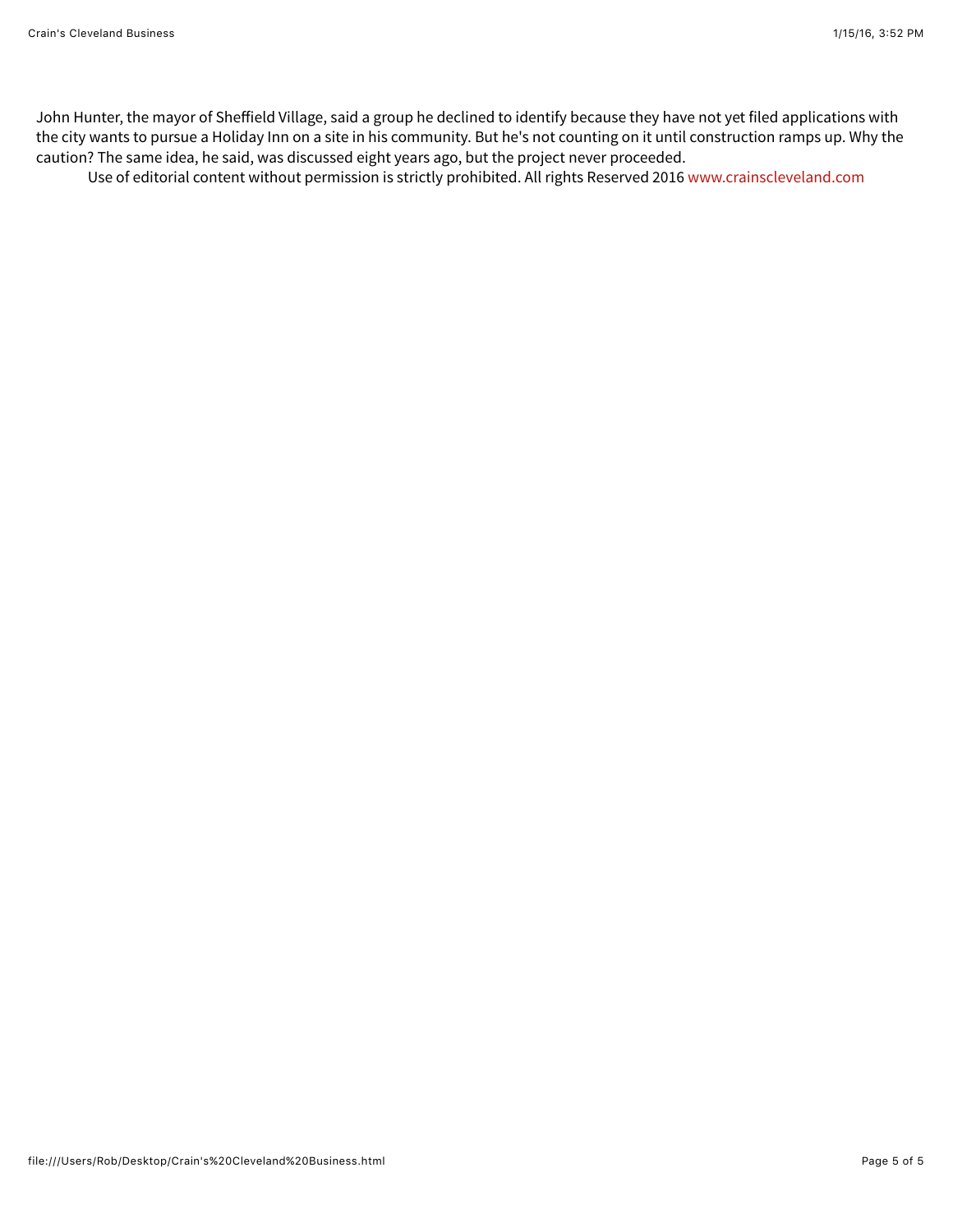John Hunter, the mayor of Sheffield Village, said a group he declined to identify because they have not yet filed applications with the city wants to pursue a Holiday Inn on a site in his community. But he's not counting on it until construction ramps up. Why the caution? The same idea, he said, was discussed eight years ago, but the project never proceeded.

Use of editorial content without permission is strictly prohibited. All rights Reserved 2016 www.crainscleveland.com